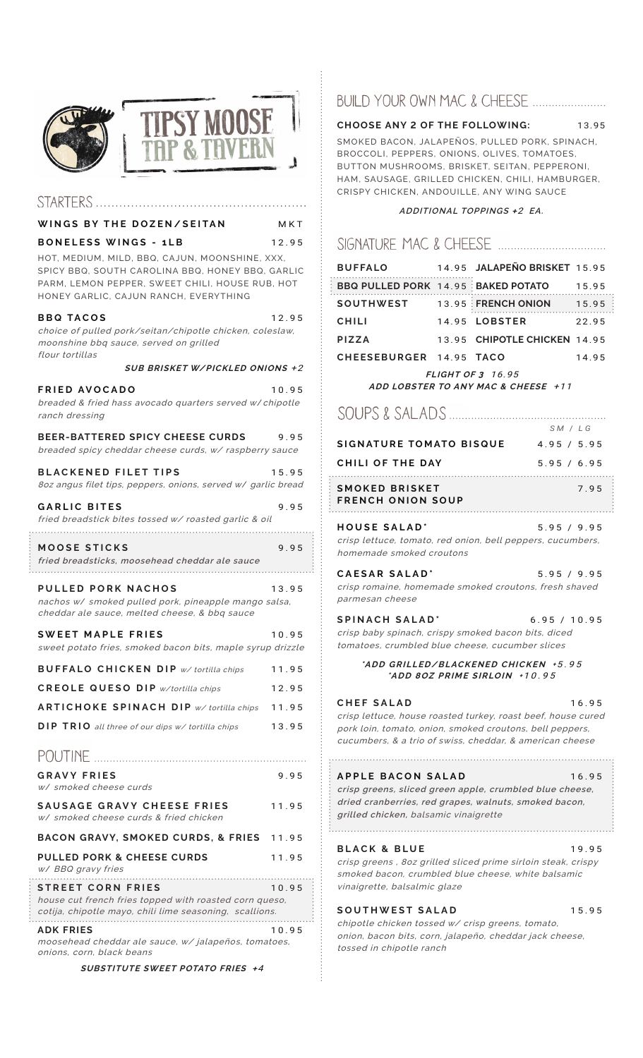# TIPSY MOOSE TAP & TAVERN

## STARTERS

**WINGS BY THE DOZEN/SEITAN** MKT

**BONELESS WINGS - 1LB** 12.95

HOT, MEDIUM, MILD, BBQ, CAJUN, MOONSHINE, XXX, SPICY BBQ, SOUTH CAROLINA BBQ, HONEY BBQ, GARLIC PARM, LEMON PEPPER, SWEET CHILI, HOUSE RUB, HOT HONEY GARLIC, CAJUN RANCH, EVERYTHING

**BBQ TACOS** 12.95
*choice of pulled pork/seitan/chipotle chicken, coleslaw, moonshine bbq sauce, served on grilled flour tortillas*

***SUB BRISKET W/PICKLED ONIONS +2***

**FRIED AVOCADO** 10.95
*breaded & fried hass avocado quarters served w/ chipotle ranch dressing*

**BEER-BATTERED SPICY CHEESE CURDS** 9.95
*breaded spicy cheddar cheese curds, w/ raspberry sauce*

**BLACKENED FILET TIPS** 15.95
*8oz angus filet tips, peppers, onions, served w/ garlic bread*

**GARLIC BITES** 9.95
*fried breadstick bites tossed w/ roasted garlic & oil*

**MOOSE STICKS** 9.95
*fried breadsticks, moosehead cheddar ale sauce*

**PULLED PORK NACHOS** 13.95
*nachos w/ smoked pulled pork, pineapple mango salsa, cheddar ale sauce, melted cheese, & bbq sauce*

**SWEET MAPLE FRIES** 10.95
*sweet potato fries, smoked bacon bits, maple syrup drizzle*

**BUFFALO CHICKEN DIP** *w/ tortilla chips* 11.95

**CREOLE QUESO DIP** *w/tortilla chips* 12.95

**ARTICHOKE SPINACH DIP** *w/ tortilla chips* 11.95

**DIP TRIO** *all three of our dips w/ tortilla chips* 13.95

## POUTINE

**GRAVY FRIES** 9.95
*w/ smoked cheese curds*

**SAUSAGE GRAVY CHEESE FRIES** 11.95
*w/ smoked cheese curds & fried chicken*

**BACON GRAVY, SMOKED CURDS, & FRIES** 11.95

**PULLED PORK & CHEESE CURDS** 11.95
*w/ BBQ gravy fries*

**STREET CORN FRIES** 10.95
*house cut french fries topped with roasted corn queso, cotija, chipotle mayo, chili lime seasoning, scallions.*

**ADK FRIES** 10.95
*moosehead cheddar ale sauce, w/ jalapeños, tomatoes, onions, corn, black beans*

***SUBSTITUTE SWEET POTATO FRIES +4***

## BUILD YOUR OWN MAC & CHEESE

**CHOOSE ANY 2 OF THE FOLLOWING:** 13.95

SMOKED BACON, JALAPEÑOS, PULLED PORK, SPINACH, BROCCOLI, PEPPERS, ONIONS, OLIVES, TOMATOES, BUTTON MUSHROOMS, BRISKET, SEITAN, PEPPERONI, HAM, SAUSAGE, GRILLED CHICKEN, CHILI, HAMBURGER, CRISPY CHICKEN, ANDOUILLE, ANY WING SAUCE

***ADDITIONAL TOPPINGS +2 EA.***

## SIGNATURE MAC & CHEESE

| | | | |
|---|---|---|---|
| **BUFFALO** | 14.95 | **JALAPEÑO BRISKET** | 15.95 |
| **BBQ PULLED PORK** | 14.95 | **BAKED POTATO** | 15.95 |
| **SOUTHWEST** | 13.95 | **FRENCH ONION** | 15.95 |
| **CHILI** | 14.95 | **LOBSTER** | 22.95 |
| **PIZZA** | 13.95 | **CHIPOTLE CHICKEN** | 14.95 |
| **CHEESEBURGER** | 14.95 | **TACO** | 14.95 |

***FLIGHT OF 3 16.95***
***ADD LOBSTER TO ANY MAC & CHEESE +11***

## SOUPS & SALADS

*SM / LG*

**SIGNATURE TOMATO BISQUE** 4.95 / 5.95

**CHILI OF THE DAY** 5.95 / 6.95

**SMOKED BRISKET FRENCH ONION SOUP** 7.95

**HOUSE SALAD*** 5.95 / 9.95
*crisp lettuce, tomato, red onion, bell peppers, cucumbers, homemade smoked croutons*

**CAESAR SALAD*** 5.95 / 9.95
*crisp romaine, homemade smoked croutons, fresh shaved parmesan cheese*

**SPINACH SALAD*** 6.95 / 10.95
*crisp baby spinach, crispy smoked bacon bits, diced tomatoes, crumbled blue cheese, cucumber slices*

****ADD GRILLED/BLACKENED CHICKEN +5.95***
****ADD 8OZ PRIME SIRLOIN +10.95***

**CHEF SALAD** 16.95
*crisp lettuce, house roasted turkey, roast beef, house cured pork loin, tomato, onion, smoked croutons, bell peppers, cucumbers, & a trio of swiss, cheddar, & american cheese*

**APPLE BACON SALAD** 16.95
*crisp greens, sliced green apple, crumbled blue cheese, dried cranberries, red grapes, walnuts, smoked bacon, grilled chicken, balsamic vinaigrette*

**BLACK & BLUE** 19.95
*crisp greens , 8oz grilled sliced prime sirloin steak, crispy smoked bacon, crumbled blue cheese, white balsamic vinaigrette, balsamic glaze*

**SOUTHWEST SALAD** 15.95
*chipotle chicken tossed w/ crisp greens, tomato, onion, bacon bits, corn, jalapeño, cheddar jack cheese, tossed in chipotle ranch*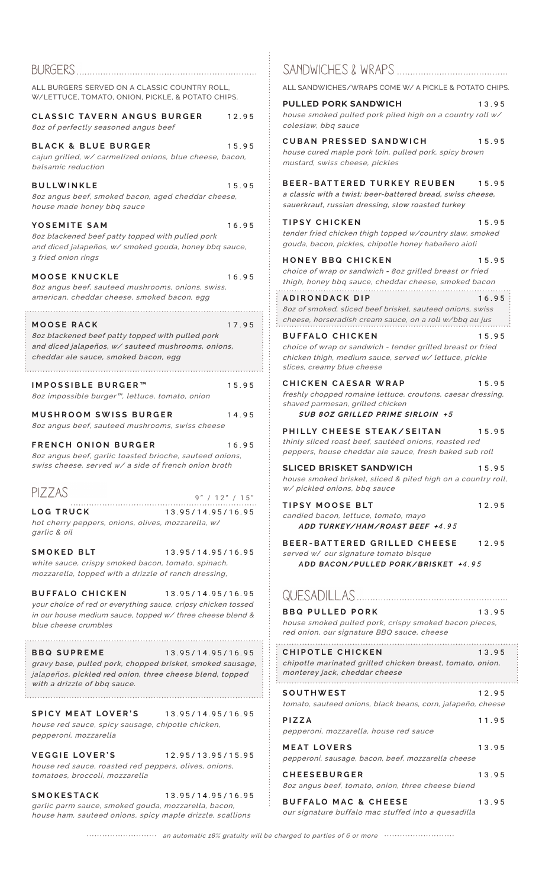## BURGERS

ALL BURGERS SERVED ON A CLASSIC COUNTRY ROLL, W/LETTUCE, TOMATO, ONION, PICKLE, & POTATO CHIPS.

**CLASSIC TAVERN ANGUS BURGER** 12.95
*8oz of perfectly seasoned angus beef*

**BLACK & BLUE BURGER** 15.95
*cajun grilled, w/ carmelized onions, blue cheese, bacon, balsamic reduction*

**BULLWINKLE** 15.95
*8oz angus beef, smoked bacon, aged cheddar cheese, house made honey bbq sauce*

**YOSEMITE SAM** 16.95
*8oz blackened beef patty topped with pulled pork and diced jalapeños, w/ smoked gouda, honey bbq sauce, 3 fried onion rings*

**MOOSE KNUCKLE** 16.95
*8oz angus beef, sauteed mushrooms, onions, swiss, american, cheddar cheese, smoked bacon, egg*

**MOOSE RACK** 17.95
***8oz blackened beef patty topped with pulled pork and diced jalapeños, w/ sauteed mushrooms, onions, cheddar ale sauce, smoked bacon, egg***

**IMPOSSIBLE BURGER™** 15.95
*8oz impossible burger™, lettuce, tomato, onion*

**MUSHROOM SWISS BURGER** 14.95
*8oz angus beef, sauteed mushrooms, swiss cheese*

**FRENCH ONION BURGER** 16.95
*8oz angus beef, garlic toasted brioche, sauteed onions, swiss cheese, served w/ a side of french onion broth*

## PIZZAS

9" / 12" / 15"

**LOG TRUCK** 13.95/14.95/16.95
*hot cherry peppers, onions, olives, mozzarella, w/ garlic & oil*

**SMOKED BLT** 13.95/14.95/16.95
*white sauce, crispy smoked bacon, tomato, spinach, mozzarella, topped with a drizzle of ranch dressing,*

**BUFFALO CHICKEN** 13.95/14.95/16.95
*your choice of red or everything sauce, cripsy chicken tossed in our house medium sauce, topped w/ three cheese blend & blue cheese crumbles*

**BBQ SUPREME** 13.95/14.95/16.95
***gravy base, pulled pork, chopped brisket, smoked sausage, jalapeños, pickled red onion, three cheese blend, topped with a drizzle of bbq sauce.***

**SPICY MEAT LOVER'S** 13.95/14.95/16.95
*house red sauce, spicy sausage, chipotle chicken, pepperoni, mozzarella*

**VEGGIE LOVER'S** 12.95/13.95/15.95
*house red sauce, roasted red peppers, olives, onions, tomatoes, broccoli, mozzarella*

**SMOKESTACK** 13.95/14.95/16.95
*garlic parm sauce, smoked gouda, mozzarella, bacon, house ham, sauteed onions, spicy maple drizzle, scallions*

## SANDWICHES & WRAPS

ALL SANDWICHES/WRAPS COME W/ A PICKLE & POTATO CHIPS.

**PULLED PORK SANDWICH** 13.95
*house smoked pulled pork piled high on a country roll w/ coleslaw, bbq sauce*

**CUBAN PRESSED SANDWICH** 15.95
*house cured maple pork loin, pulled pork, spicy brown mustard, swiss cheese, pickles*

**BEER-BATTERED TURKEY REUBEN** 15.95
***a classic with a twist: beer-battered bread, swiss cheese, sauerkraut, russian dressing, slow roasted turkey***

**TIPSY CHICKEN** 15.95
*tender fried chicken thigh topped w/country slaw, smoked gouda, bacon, pickles, chipotle honey habañero aioli*

**HONEY BBQ CHICKEN** 15.95
*choice of wrap or sandwich - 8oz grilled breast or fried thigh, honey bbq sauce, cheddar cheese, smoked bacon*

**ADIRONDACK DIP** 16.95
*8oz of smoked, sliced beef brisket, sauteed onions, swiss cheese, horseradish cream sauce, on a roll w/bbq au jus*

**BUFFALO CHICKEN** 15.95
*choice of wrap or sandwich - tender grilled breast or fried chicken thigh, medium sauce, served w/ lettuce, pickle slices, creamy blue cheese*

**CHICKEN CAESAR WRAP** 15.95
*freshly chopped romaine lettuce, croutons, caesar dressing, shaved parmesan, grilled chicken*
***SUB 8OZ GRILLED PRIME SIRLOIN +5***

**PHILLY CHEESE STEAK/SEITAN** 15.95
*thinly sliced roast beef, sautéed onions, roasted red peppers, house cheddar ale sauce, fresh baked sub roll*

**SLICED BRISKET SANDWICH** 15.95
*house smoked brisket, sliced & piled high on a country roll, w/ pickled onions, bbq sauce*

**TIPSY MOOSE BLT** 12.95
*candied bacon, lettuce, tomato, mayo*
***ADD TURKEY/HAM/ROAST BEEF +4.95***

**BEER-BATTERED GRILLED CHEESE** 12.95
*served w/ our signature tomato bisque*
***ADD BACON/PULLED PORK/BRISKET +4.95***

## QUESADILLAS

**BBQ PULLED PORK** 13.95
*house smoked pulled pork, crispy smoked bacon pieces, red onion, our signature BBQ sauce, cheese*

**CHIPOTLE CHICKEN** 13.95
***chipotle marinated grilled chicken breast, tomato, onion, monterey jack, cheddar cheese***

**SOUTHWEST** 12.95
*tomato, sauteed onions, black beans, corn, jalapeño, cheese*

**PIZZA** 11.95
*pepperoni, mozzarella, house red sauce*

**MEAT LOVERS** 13.95
*pepperoni, sausage, bacon, beef, mozzarella cheese*

**CHEESEBURGER** 13.95
*8oz angus beef, tomato, onion, three cheese blend*

**BUFFALO MAC & CHEESE** 13.95
*our signature buffalo mac stuffed into a quesadilla*

*an automatic 18% gratuity will be charged to parties of 6 or more*